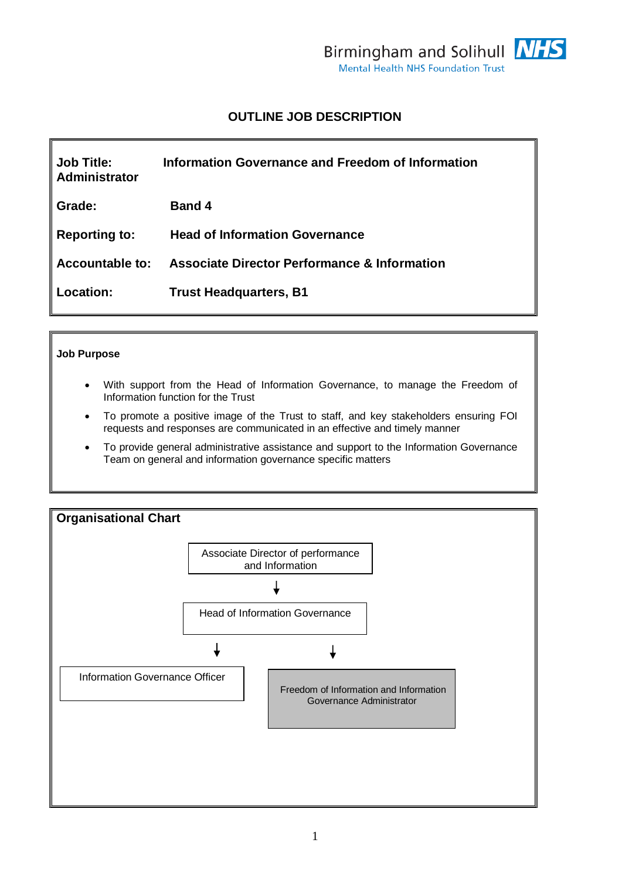Birmingham and Solihull NHS
Mental Health NHS Foundation Trust

# OUTLINE JOB DESCRIPTION

| | |
|---|---|
| **Job Title: Administrator** | **Information Governance and Freedom of Information** |
| **Grade:** | **Band 4** |
| **Reporting to:** | **Head of Information Governance** |
| **Accountable to:** | **Associate Director Performance & Information** |
| **Location:** | **Trust Headquarters, B1** |

## Job Purpose

- With support from the Head of Information Governance, to manage the Freedom of Information function for the Trust
- To promote a positive image of the Trust to staff, and key stakeholders ensuring FOI requests and responses are communicated in an effective and timely manner
- To provide general administrative assistance and support to the Information Governance Team on general and information governance specific matters

## Organisational Chart

- Associate Director of performance and Information
  - Head of Information Governance
    - Information Governance Officer
    - Freedom of Information and Information Governance Administrator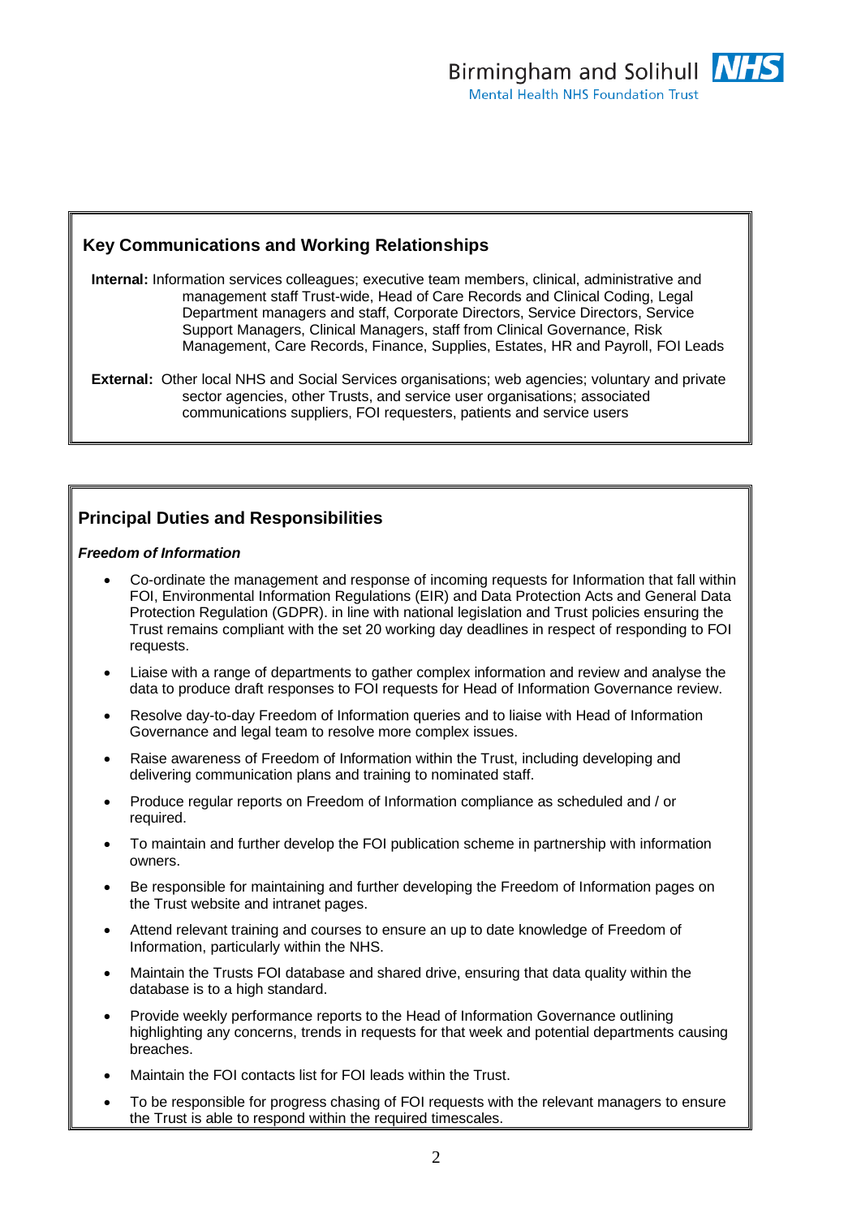## Key Communications and Working Relationships

**Internal:** Information services colleagues; executive team members, clinical, administrative and management staff Trust-wide, Head of Care Records and Clinical Coding, Legal Department managers and staff, Corporate Directors, Service Directors, Service Support Managers, Clinical Managers, staff from Clinical Governance, Risk Management, Care Records, Finance, Supplies, Estates, HR and Payroll, FOI Leads

**External:** Other local NHS and Social Services organisations; web agencies; voluntary and private sector agencies, other Trusts, and service user organisations; associated communications suppliers, FOI requesters, patients and service users

## Principal Duties and Responsibilities

***Freedom of Information***

- Co-ordinate the management and response of incoming requests for Information that fall within FOI, Environmental Information Regulations (EIR) and Data Protection Acts and General Data Protection Regulation (GDPR). in line with national legislation and Trust policies ensuring the Trust remains compliant with the set 20 working day deadlines in respect of responding to FOI requests.
- Liaise with a range of departments to gather complex information and review and analyse the data to produce draft responses to FOI requests for Head of Information Governance review.
- Resolve day-to-day Freedom of Information queries and to liaise with Head of Information Governance and legal team to resolve more complex issues.
- Raise awareness of Freedom of Information within the Trust, including developing and delivering communication plans and training to nominated staff.
- Produce regular reports on Freedom of Information compliance as scheduled and / or required.
- To maintain and further develop the FOI publication scheme in partnership with information owners.
- Be responsible for maintaining and further developing the Freedom of Information pages on the Trust website and intranet pages.
- Attend relevant training and courses to ensure an up to date knowledge of Freedom of Information, particularly within the NHS.
- Maintain the Trusts FOI database and shared drive, ensuring that data quality within the database is to a high standard.
- Provide weekly performance reports to the Head of Information Governance outlining highlighting any concerns, trends in requests for that week and potential departments causing breaches.
- Maintain the FOI contacts list for FOI leads within the Trust.
- To be responsible for progress chasing of FOI requests with the relevant managers to ensure the Trust is able to respond within the required timescales.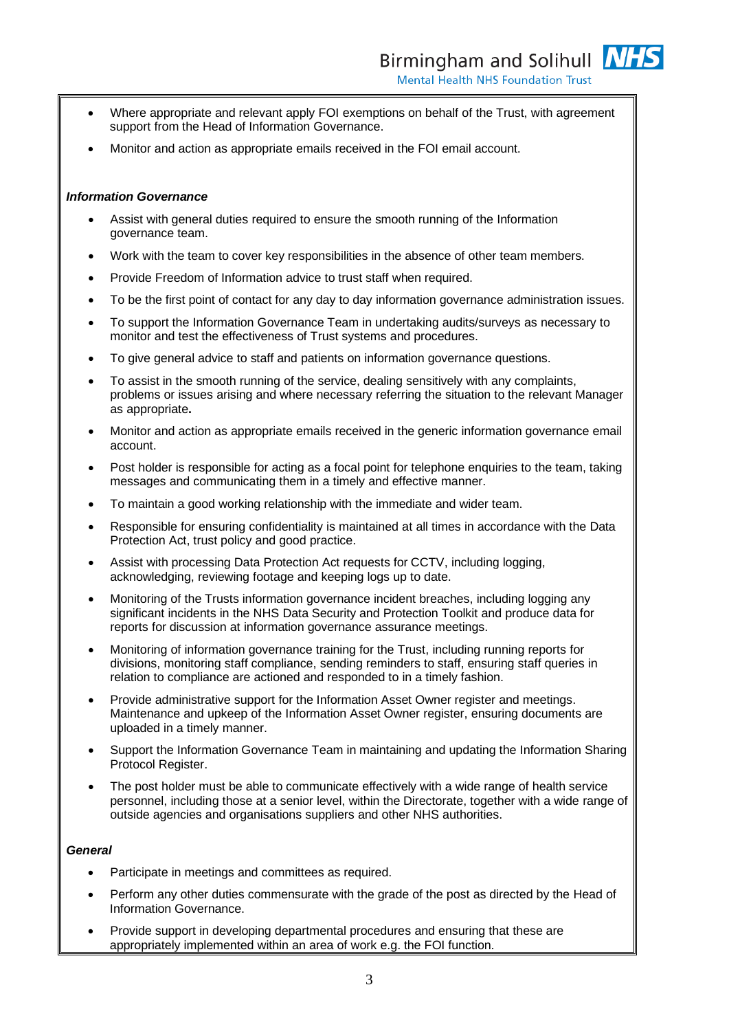- Where appropriate and relevant apply FOI exemptions on behalf of the Trust, with agreement support from the Head of Information Governance.
- Monitor and action as appropriate emails received in the FOI email account.

***Information Governance***

- Assist with general duties required to ensure the smooth running of the Information governance team.
- Work with the team to cover key responsibilities in the absence of other team members.
- Provide Freedom of Information advice to trust staff when required.
- To be the first point of contact for any day to day information governance administration issues.
- To support the Information Governance Team in undertaking audits/surveys as necessary to monitor and test the effectiveness of Trust systems and procedures.
- To give general advice to staff and patients on information governance questions.
- To assist in the smooth running of the service, dealing sensitively with any complaints, problems or issues arising and where necessary referring the situation to the relevant Manager as appropriate**.**
- Monitor and action as appropriate emails received in the generic information governance email account.
- Post holder is responsible for acting as a focal point for telephone enquiries to the team, taking messages and communicating them in a timely and effective manner.
- To maintain a good working relationship with the immediate and wider team.
- Responsible for ensuring confidentiality is maintained at all times in accordance with the Data Protection Act, trust policy and good practice.
- Assist with processing Data Protection Act requests for CCTV, including logging, acknowledging, reviewing footage and keeping logs up to date.
- Monitoring of the Trusts information governance incident breaches, including logging any significant incidents in the NHS Data Security and Protection Toolkit and produce data for reports for discussion at information governance assurance meetings.
- Monitoring of information governance training for the Trust, including running reports for divisions, monitoring staff compliance, sending reminders to staff, ensuring staff queries in relation to compliance are actioned and responded to in a timely fashion.
- Provide administrative support for the Information Asset Owner register and meetings. Maintenance and upkeep of the Information Asset Owner register, ensuring documents are uploaded in a timely manner.
- Support the Information Governance Team in maintaining and updating the Information Sharing Protocol Register.
- The post holder must be able to communicate effectively with a wide range of health service personnel, including those at a senior level, within the Directorate, together with a wide range of outside agencies and organisations suppliers and other NHS authorities.

***General***

- Participate in meetings and committees as required.
- Perform any other duties commensurate with the grade of the post as directed by the Head of Information Governance.
- Provide support in developing departmental procedures and ensuring that these are appropriately implemented within an area of work e.g. the FOI function.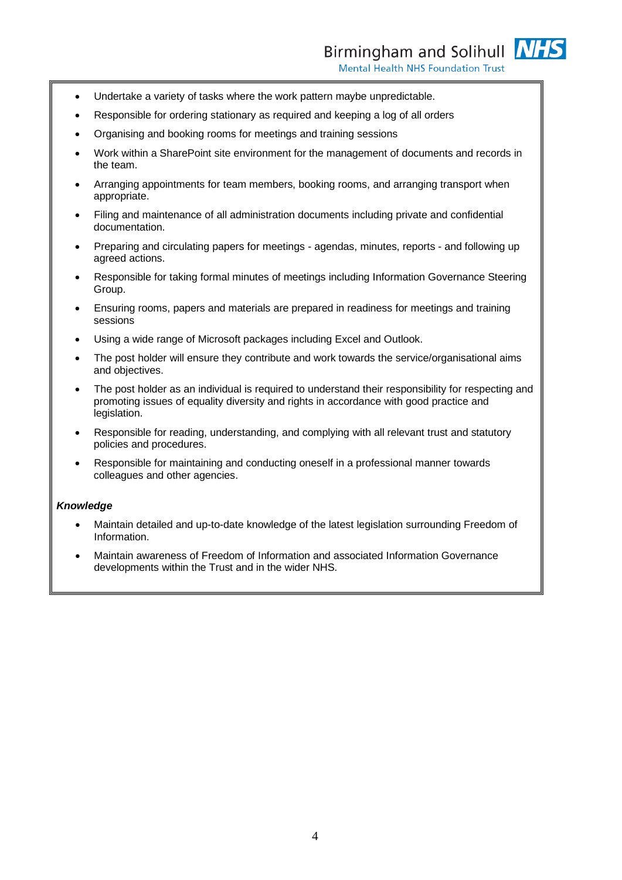- Undertake a variety of tasks where the work pattern maybe unpredictable.
- Responsible for ordering stationary as required and keeping a log of all orders
- Organising and booking rooms for meetings and training sessions
- Work within a SharePoint site environment for the management of documents and records in the team.
- Arranging appointments for team members, booking rooms, and arranging transport when appropriate.
- Filing and maintenance of all administration documents including private and confidential documentation.
- Preparing and circulating papers for meetings - agendas, minutes, reports - and following up agreed actions.
- Responsible for taking formal minutes of meetings including Information Governance Steering Group.
- Ensuring rooms, papers and materials are prepared in readiness for meetings and training sessions
- Using a wide range of Microsoft packages including Excel and Outlook.
- The post holder will ensure they contribute and work towards the service/organisational aims and objectives.
- The post holder as an individual is required to understand their responsibility for respecting and promoting issues of equality diversity and rights in accordance with good practice and legislation.
- Responsible for reading, understanding, and complying with all relevant trust and statutory policies and procedures.
- Responsible for maintaining and conducting oneself in a professional manner towards colleagues and other agencies.

***Knowledge***

- Maintain detailed and up-to-date knowledge of the latest legislation surrounding Freedom of Information.
- Maintain awareness of Freedom of Information and associated Information Governance developments within the Trust and in the wider NHS.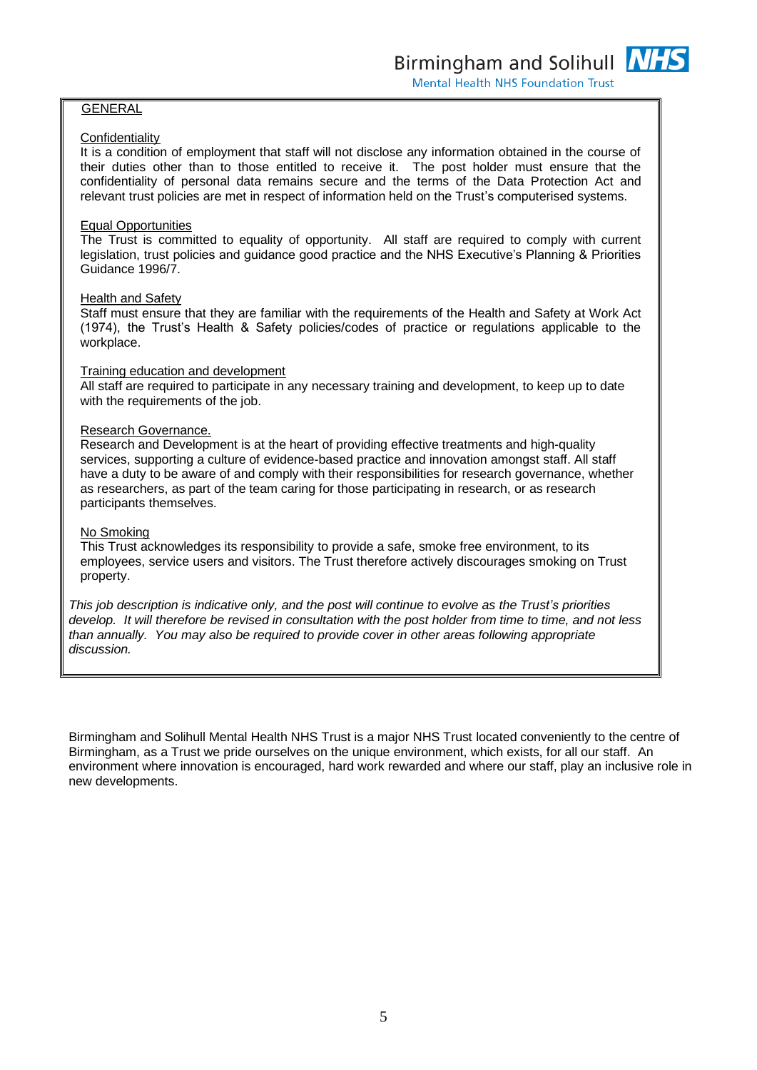## GENERAL

### Confidentiality

It is a condition of employment that staff will not disclose any information obtained in the course of their duties other than to those entitled to receive it. The post holder must ensure that the confidentiality of personal data remains secure and the terms of the Data Protection Act and relevant trust policies are met in respect of information held on the Trust's computerised systems.

### Equal Opportunities

The Trust is committed to equality of opportunity. All staff are required to comply with current legislation, trust policies and guidance good practice and the NHS Executive's Planning & Priorities Guidance 1996/7.

### Health and Safety

Staff must ensure that they are familiar with the requirements of the Health and Safety at Work Act (1974), the Trust's Health & Safety policies/codes of practice or regulations applicable to the workplace.

### Training education and development

All staff are required to participate in any necessary training and development, to keep up to date with the requirements of the job.

### Research Governance.

Research and Development is at the heart of providing effective treatments and high-quality services, supporting a culture of evidence-based practice and innovation amongst staff. All staff have a duty to be aware of and comply with their responsibilities for research governance, whether as researchers, as part of the team caring for those participating in research, or as research participants themselves.

### No Smoking

This Trust acknowledges its responsibility to provide a safe, smoke free environment, to its employees, service users and visitors. The Trust therefore actively discourages smoking on Trust property.

*This job description is indicative only, and the post will continue to evolve as the Trust's priorities develop. It will therefore be revised in consultation with the post holder from time to time, and not less than annually. You may also be required to provide cover in other areas following appropriate discussion.*

Birmingham and Solihull Mental Health NHS Trust is a major NHS Trust located conveniently to the centre of Birmingham, as a Trust we pride ourselves on the unique environment, which exists, for all our staff. An environment where innovation is encouraged, hard work rewarded and where our staff, play an inclusive role in new developments.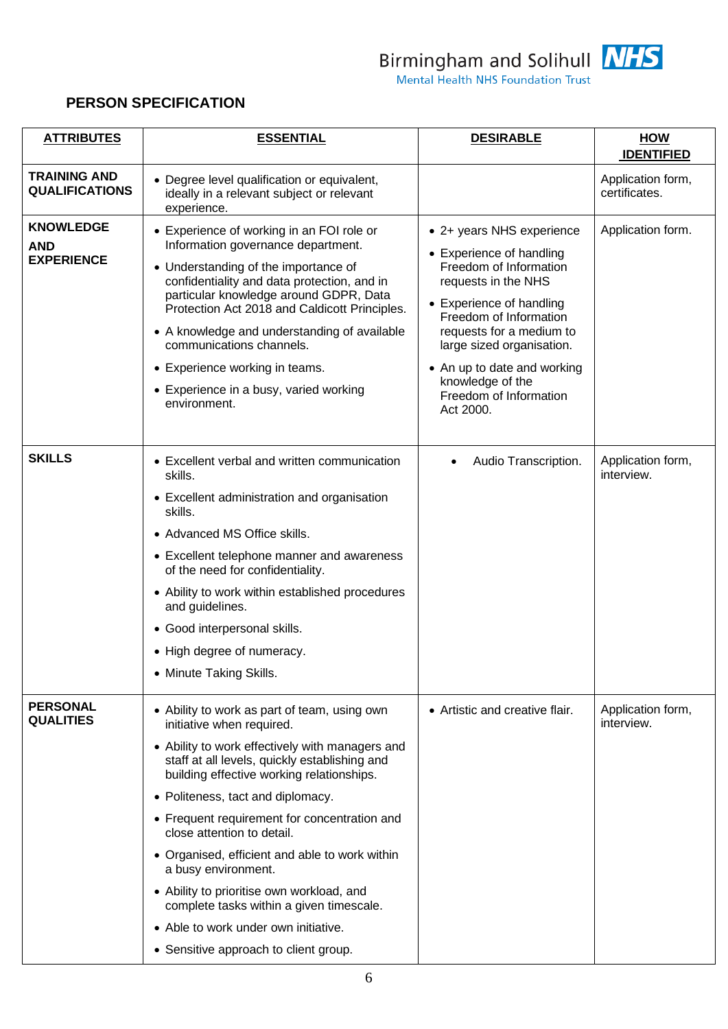Birmingham and Solihull NHS
Mental Health NHS Foundation Trust

## PERSON SPECIFICATION

| ATTRIBUTES | ESSENTIAL | DESIRABLE | HOW IDENTIFIED |
|---|---|---|---|
| **TRAINING AND QUALIFICATIONS** | • Degree level qualification or equivalent, ideally in a relevant subject or relevant experience. | | Application form, certificates. |
| **KNOWLEDGE AND EXPERIENCE** | • Experience of working in an FOI role or Information governance department.<br>• Understanding of the importance of confidentiality and data protection, and in particular knowledge around GDPR, Data Protection Act 2018 and Caldicott Principles.<br>• A knowledge and understanding of available communications channels.<br>• Experience working in teams.<br>• Experience in a busy, varied working environment. | • 2+ years NHS experience<br>• Experience of handling Freedom of Information requests in the NHS<br>• Experience of handling Freedom of Information requests for a medium to large sized organisation.<br>• An up to date and working knowledge of the Freedom of Information Act 2000. | Application form. |
| **SKILLS** | • Excellent verbal and written communication skills.<br>• Excellent administration and organisation skills.<br>• Advanced MS Office skills.<br>• Excellent telephone manner and awareness of the need for confidentiality.<br>• Ability to work within established procedures and guidelines.<br>• Good interpersonal skills.<br>• High degree of numeracy.<br>• Minute Taking Skills. | • Audio Transcription. | Application form, interview. |
| **PERSONAL QUALITIES** | • Ability to work as part of team, using own initiative when required.<br>• Ability to work effectively with managers and staff at all levels, quickly establishing and building effective working relationships.<br>• Politeness, tact and diplomacy.<br>• Frequent requirement for concentration and close attention to detail.<br>• Organised, efficient and able to work within a busy environment.<br>• Ability to prioritise own workload, and complete tasks within a given timescale.<br>• Able to work under own initiative.<br>• Sensitive approach to client group. | • Artistic and creative flair. | Application form, interview. |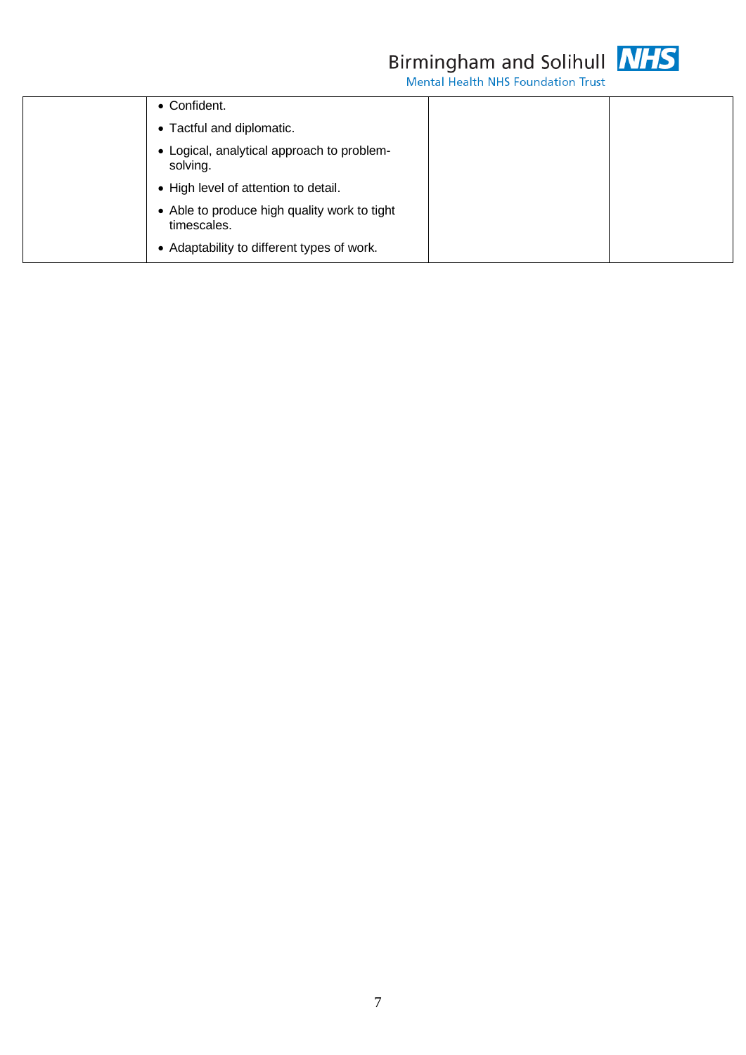| | | | |
|---|---|---|---|
| | • Confident.<br>• Tactful and diplomatic.<br>• Logical, analytical approach to problem-solving.<br>• High level of attention to detail.<br>• Able to produce high quality work to tight timescales.<br>• Adaptability to different types of work. | | |